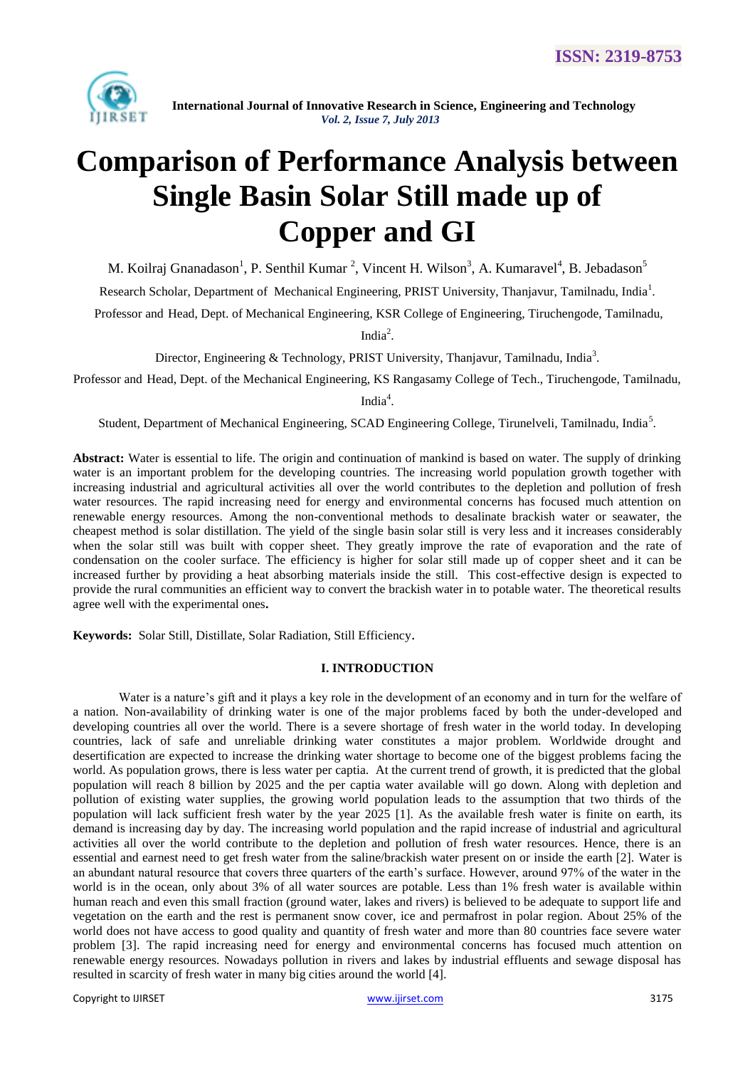# Comparison of Performance Analysis between Single Basin Solar Still made up of Copper and GI

M. Koilraj Gnanadason[1], P. Senthil Kumar [2], Vincent H. Wilson[3], A. Kumaravel[4], B. Jebadason[5]

Research Scholar, Department of Mechanical Engineering, PRIST University, Thanjavur, Tamilnadu, India[1].

Professor and Head, Dept. of Mechanical Engineering, KSR College of Engineering, Tiruchengode, Tamilnadu, India[2].

Director, Engineering & Technology, PRIST University, Thanjavur, Tamilnadu, India[3].

Professor and Head, Dept. of the Mechanical Engineering, KS Rangasamy College of Tech., Tiruchengode, Tamilnadu, India[4].

Student, Department of Mechanical Engineering, SCAD Engineering College, Tirunelveli, Tamilnadu, India[5].

**Abstract:** Water is essential to life. The origin and continuation of mankind is based on water. The supply of drinking water is an important problem for the developing countries. The increasing world population growth together with increasing industrial and agricultural activities all over the world contributes to the depletion and pollution of fresh water resources. The rapid increasing need for energy and environmental concerns has focused much attention on renewable energy resources. Among the non-conventional methods to desalinate brackish water or seawater, the cheapest method is solar distillation. The yield of the single basin solar still is very less and it increases considerably when the solar still was built with copper sheet. They greatly improve the rate of evaporation and the rate of condensation on the cooler surface. The efficiency is higher for solar still made up of copper sheet and it can be increased further by providing a heat absorbing materials inside the still. This cost-effective design is expected to provide the rural communities an efficient way to convert the brackish water in to potable water. The theoretical results agree well with the experimental ones**.**

**Keywords:** Solar Still, Distillate, Solar Radiation, Still Efficiency.

## I. INTRODUCTION

Water is a nature's gift and it plays a key role in the development of an economy and in turn for the welfare of a nation. Non-availability of drinking water is one of the major problems faced by both the under-developed and developing countries all over the world. There is a severe shortage of fresh water in the world today. In developing countries, lack of safe and unreliable drinking water constitutes a major problem. Worldwide drought and desertification are expected to increase the drinking water shortage to become one of the biggest problems facing the world. As population grows, there is less water per captia. At the current trend of growth, it is predicted that the global population will reach 8 billion by 2025 and the per captia water available will go down. Along with depletion and pollution of existing water supplies, the growing world population leads to the assumption that two thirds of the population will lack sufficient fresh water by the year 2025 [1]. As the available fresh water is finite on earth, its demand is increasing day by day. The increasing world population and the rapid increase of industrial and agricultural activities all over the world contribute to the depletion and pollution of fresh water resources. Hence, there is an essential and earnest need to get fresh water from the saline/brackish water present on or inside the earth [2]. Water is an abundant natural resource that covers three quarters of the earth's surface. However, around 97% of the water in the world is in the ocean, only about 3% of all water sources are potable. Less than 1% fresh water is available within human reach and even this small fraction (ground water, lakes and rivers) is believed to be adequate to support life and vegetation on the earth and the rest is permanent snow cover, ice and permafrost in polar region. About 25% of the world does not have access to good quality and quantity of fresh water and more than 80 countries face severe water problem [3]. The rapid increasing need for energy and environmental concerns has focused much attention on renewable energy resources. Nowadays pollution in rivers and lakes by industrial effluents and sewage disposal has resulted in scarcity of fresh water in many big cities around the world [4].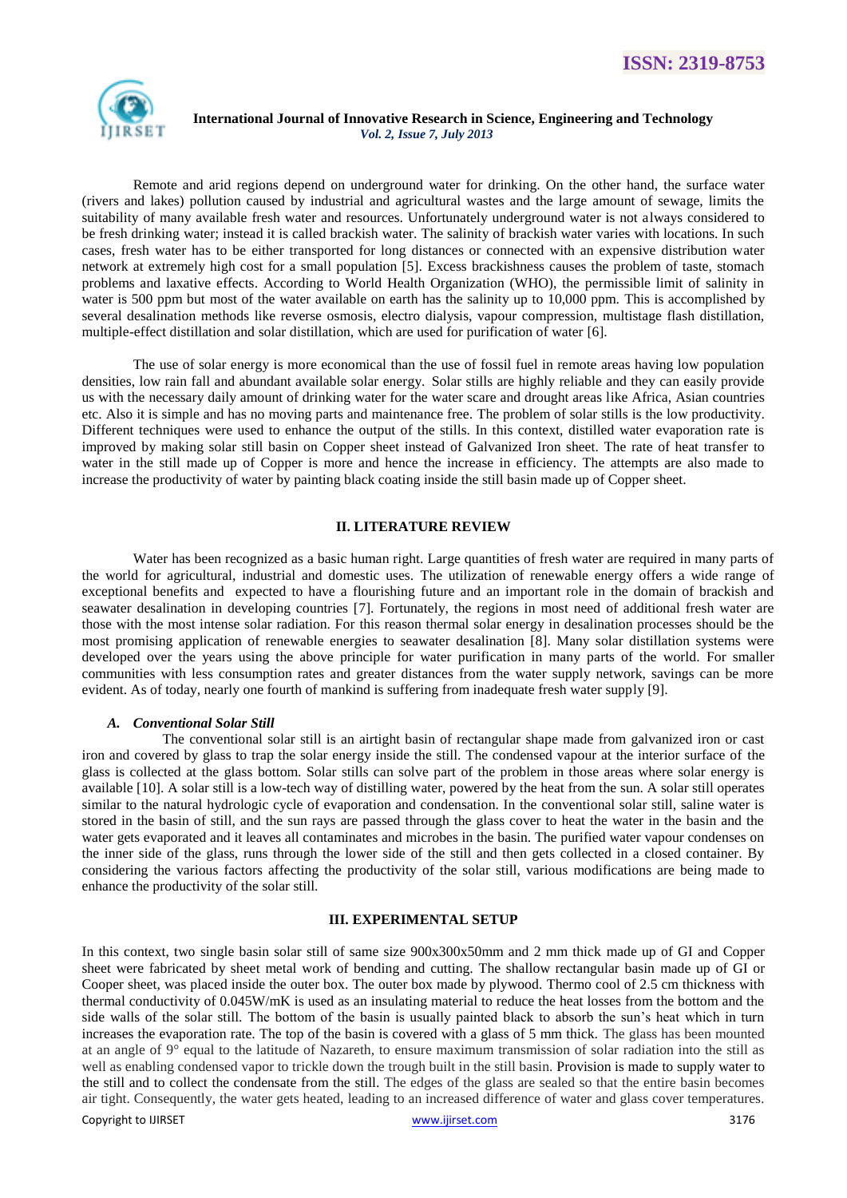Remote and arid regions depend on underground water for drinking. On the other hand, the surface water (rivers and lakes) pollution caused by industrial and agricultural wastes and the large amount of sewage, limits the suitability of many available fresh water and resources. Unfortunately underground water is not always considered to be fresh drinking water; instead it is called brackish water. The salinity of brackish water varies with locations. In such cases, fresh water has to be either transported for long distances or connected with an expensive distribution water network at extremely high cost for a small population [5]. Excess brackishness causes the problem of taste, stomach problems and laxative effects. According to World Health Organization (WHO), the permissible limit of salinity in water is 500 ppm but most of the water available on earth has the salinity up to 10,000 ppm. This is accomplished by several desalination methods like reverse osmosis, electro dialysis, vapour compression, multistage flash distillation, multiple-effect distillation and solar distillation, which are used for purification of water [6].

The use of solar energy is more economical than the use of fossil fuel in remote areas having low population densities, low rain fall and abundant available solar energy. Solar stills are highly reliable and they can easily provide us with the necessary daily amount of drinking water for the water scare and drought areas like Africa, Asian countries etc. Also it is simple and has no moving parts and maintenance free. The problem of solar stills is the low productivity. Different techniques were used to enhance the output of the stills. In this context, distilled water evaporation rate is improved by making solar still basin on Copper sheet instead of Galvanized Iron sheet. The rate of heat transfer to water in the still made up of Copper is more and hence the increase in efficiency. The attempts are also made to increase the productivity of water by painting black coating inside the still basin made up of Copper sheet.

## II. LITERATURE REVIEW

Water has been recognized as a basic human right. Large quantities of fresh water are required in many parts of the world for agricultural, industrial and domestic uses. The utilization of renewable energy offers a wide range of exceptional benefits and expected to have a flourishing future and an important role in the domain of brackish and seawater desalination in developing countries [7]. Fortunately, the regions in most need of additional fresh water are those with the most intense solar radiation. For this reason thermal solar energy in desalination processes should be the most promising application of renewable energies to seawater desalination [8]. Many solar distillation systems were developed over the years using the above principle for water purification in many parts of the world. For smaller communities with less consumption rates and greater distances from the water supply network, savings can be more evident. As of today, nearly one fourth of mankind is suffering from inadequate fresh water supply [9].

### *A. Conventional Solar Still*

The conventional solar still is an airtight basin of rectangular shape made from galvanized iron or cast iron and covered by glass to trap the solar energy inside the still. The condensed vapour at the interior surface of the glass is collected at the glass bottom. Solar stills can solve part of the problem in those areas where solar energy is available [10]. A solar still is a low-tech way of distilling water, powered by the heat from the sun. A solar still operates similar to the natural hydrologic cycle of evaporation and condensation. In the conventional solar still, saline water is stored in the basin of still, and the sun rays are passed through the glass cover to heat the water in the basin and the water gets evaporated and it leaves all contaminates and microbes in the basin. The purified water vapour condenses on the inner side of the glass, runs through the lower side of the still and then gets collected in a closed container. By considering the various factors affecting the productivity of the solar still, various modifications are being made to enhance the productivity of the solar still.

## III. EXPERIMENTAL SETUP

In this context, two single basin solar still of same size 900x300x50mm and 2 mm thick made up of GI and Copper sheet were fabricated by sheet metal work of bending and cutting. The shallow rectangular basin made up of GI or Cooper sheet, was placed inside the outer box. The outer box made by plywood. Thermo cool of 2.5 cm thickness with thermal conductivity of 0.045W/mK is used as an insulating material to reduce the heat losses from the bottom and the side walls of the solar still. The bottom of the basin is usually painted black to absorb the sun's heat which in turn increases the evaporation rate. The top of the basin is covered with a glass of 5 mm thick. The glass has been mounted at an angle of 9° equal to the latitude of Nazareth, to ensure maximum transmission of solar radiation into the still as well as enabling condensed vapor to trickle down the trough built in the still basin. Provision is made to supply water to the still and to collect the condensate from the still. The edges of the glass are sealed so that the entire basin becomes air tight. Consequently, the water gets heated, leading to an increased difference of water and glass cover temperatures.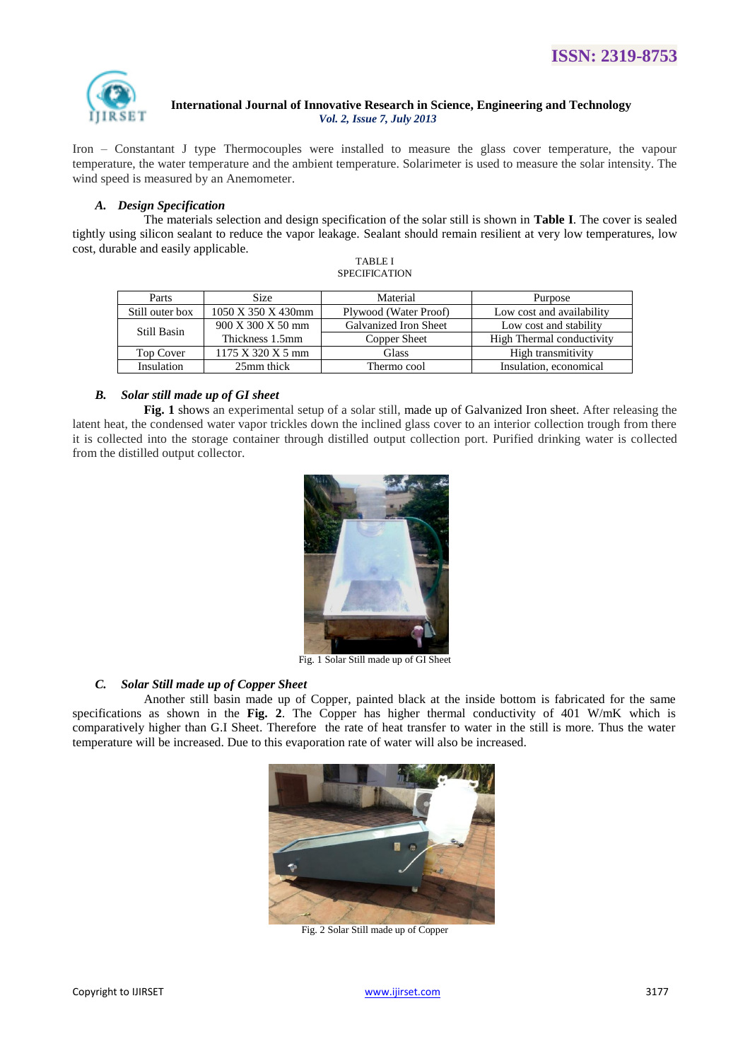Iron – Constantant J type Thermocouples were installed to measure the glass cover temperature, the vapour temperature, the water temperature and the ambient temperature. Solarimeter is used to measure the solar intensity. The wind speed is measured by an Anemometer.

### *A. Design Specification*

The materials selection and design specification of the solar still is shown in **Table I**. The cover is sealed tightly using silicon sealant to reduce the vapor leakage. Sealant should remain resilient at very low temperatures, low cost, durable and easily applicable.

TABLE I
SPECIFICATION

| Parts | Size | Material | Purpose |
|---|---|---|---|
| Still outer box | 1050 X 350 X 430mm | Plywood (Water Proof) | Low cost and availability |
| Still Basin | 900 X 300 X 50 mm | Galvanized Iron Sheet | Low cost and stability |
| | Thickness 1.5mm | Copper Sheet | High Thermal conductivity |
| Top Cover | 1175 X 320 X 5 mm | Glass | High transmitivity |
| Insulation | 25mm thick | Thermo cool | Insulation, economical |

### *B. Solar still made up of GI sheet*

**Fig. 1** shows an experimental setup of a solar still, made up of Galvanized Iron sheet. After releasing the latent heat, the condensed water vapor trickles down the inclined glass cover to an interior collection trough from there it is collected into the storage container through distilled output collection port. Purified drinking water is collected from the distilled output collector.

Fig. 1 Solar Still made up of GI Sheet

### *C. Solar Still made up of Copper Sheet*

Another still basin made up of Copper, painted black at the inside bottom is fabricated for the same specifications as shown in the **Fig. 2**. The Copper has higher thermal conductivity of 401 W/mK which is comparatively higher than G.I Sheet. Therefore the rate of heat transfer to water in the still is more. Thus the water temperature will be increased. Due to this evaporation rate of water will also be increased.

Fig. 2 Solar Still made up of Copper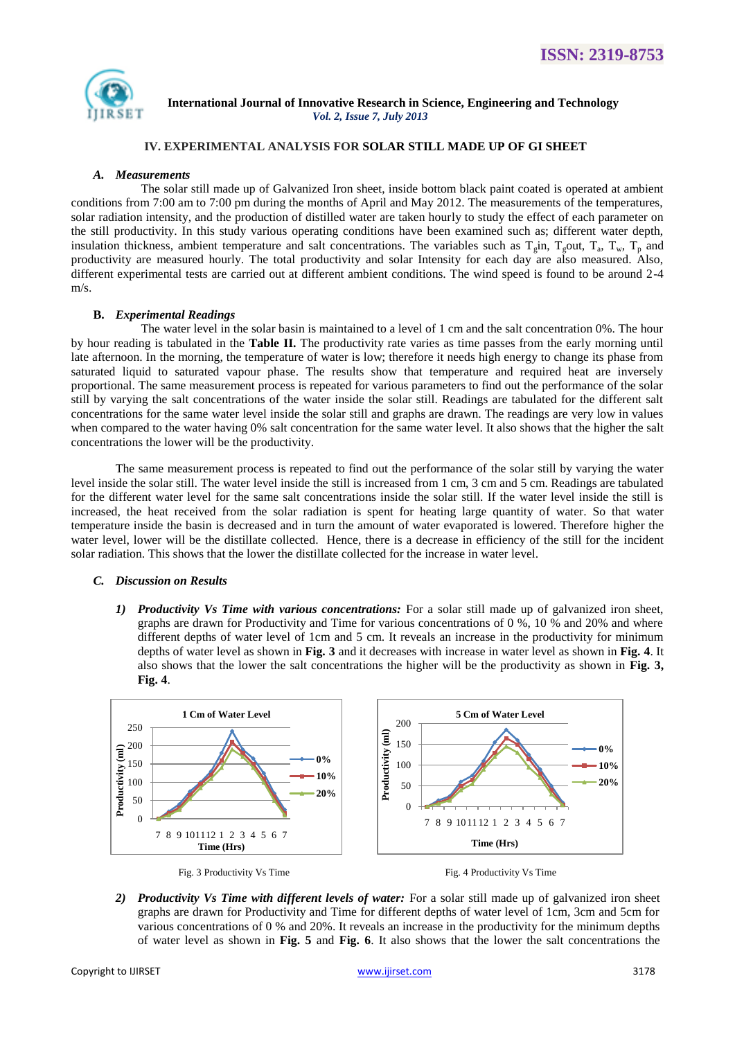## IV. EXPERIMENTAL ANALYSIS FOR SOLAR STILL MADE UP OF GI SHEET

### *A. Measurements*

The solar still made up of Galvanized Iron sheet, inside bottom black paint coated is operated at ambient conditions from 7:00 am to 7:00 pm during the months of April and May 2012. The measurements of the temperatures, solar radiation intensity, and the production of distilled water are taken hourly to study the effect of each parameter on the still productivity. In this study various operating conditions have been examined such as; different water depth, insulation thickness, ambient temperature and salt concentrations. The variables such as $T_g$in, $T_g$out, $T_a$, $T_w$, $T_p$ and productivity are measured hourly. The total productivity and solar Intensity for each day are also measured. Also, different experimental tests are carried out at different ambient conditions. The wind speed is found to be around 2-4 m/s.

### *B. Experimental Readings*

The water level in the solar basin is maintained to a level of 1 cm and the salt concentration 0%. The hour by hour reading is tabulated in the **Table II.** The productivity rate varies as time passes from the early morning until late afternoon. In the morning, the temperature of water is low; therefore it needs high energy to change its phase from saturated liquid to saturated vapour phase. The results show that temperature and required heat are inversely proportional. The same measurement process is repeated for various parameters to find out the performance of the solar still by varying the salt concentrations of the water inside the solar still. Readings are tabulated for the different salt concentrations for the same water level inside the solar still and graphs are drawn. The readings are very low in values when compared to the water having 0% salt concentration for the same water level. It also shows that the higher the salt concentrations the lower will be the productivity.

The same measurement process is repeated to find out the performance of the solar still by varying the water level inside the solar still. The water level inside the still is increased from 1 cm, 3 cm and 5 cm. Readings are tabulated for the different water level for the same salt concentrations inside the solar still. If the water level inside the still is increased, the heat received from the solar radiation is spent for heating large quantity of water. So that water temperature inside the basin is decreased and in turn the amount of water evaporated is lowered. Therefore higher the water level, lower will be the distillate collected. Hence, there is a decrease in efficiency of the still for the incident solar radiation. This shows that the lower the distillate collected for the increase in water level.

### *C. Discussion on Results*

1) ***Productivity Vs Time with various concentrations:*** For a solar still made up of galvanized iron sheet, graphs are drawn for Productivity and Time for various concentrations of 0 %, 10 % and 20% and where different depths of water level of 1cm and 5 cm. It reveals an increase in the productivity for minimum depths of water level as shown in **Fig. 3** and it decreases with increase in water level as shown in **Fig. 4**. It also shows that the lower the salt concentrations the higher will be the productivity as shown in **Fig. 3, Fig. 4**.

Fig. 3 Productivity Vs Time

Fig. 4 Productivity Vs Time

2) ***Productivity Vs Time with different levels of water:*** For a solar still made up of galvanized iron sheet graphs are drawn for Productivity and Time for different depths of water level of 1cm, 3cm and 5cm for various concentrations of 0 % and 20%. It reveals an increase in the productivity for the minimum depths of water level as shown in **Fig. 5** and **Fig. 6**. It also shows that the lower the salt concentrations the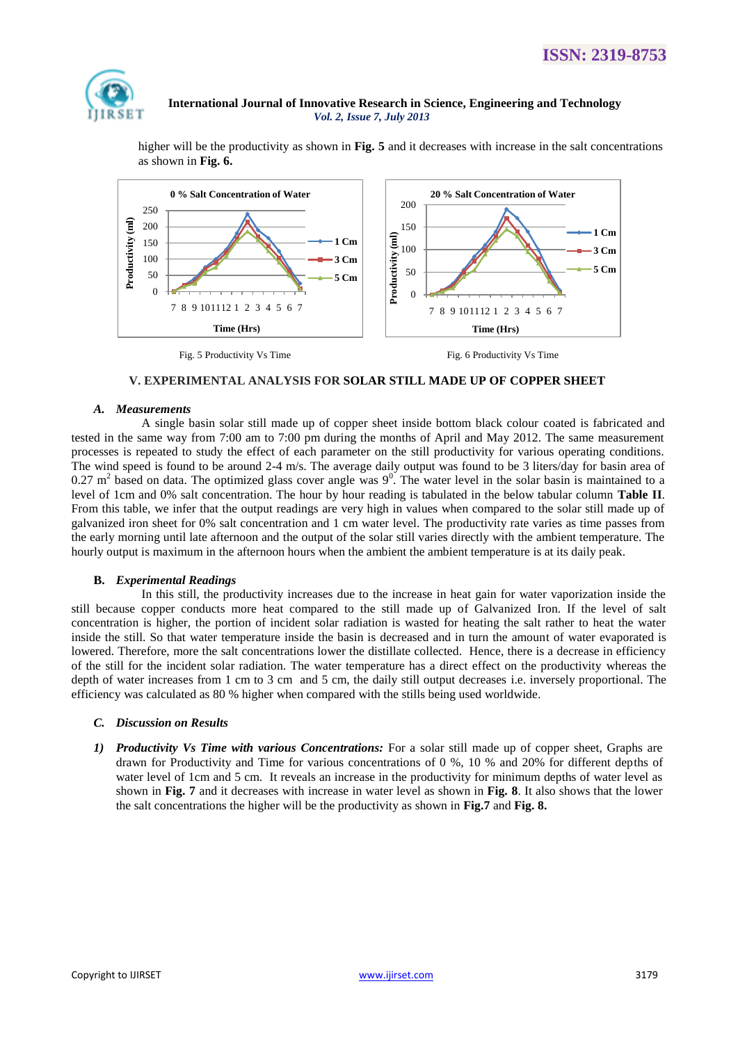higher will be the productivity as shown in **Fig. 5** and it decreases with increase in the salt concentrations as shown in **Fig. 6.**

Fig. 5 Productivity Vs Time

Fig. 6 Productivity Vs Time

## V. EXPERIMENTAL ANALYSIS FOR SOLAR STILL MADE UP OF COPPER SHEET

### *A. Measurements*

A single basin solar still made up of copper sheet inside bottom black colour coated is fabricated and tested in the same way from 7:00 am to 7:00 pm during the months of April and May 2012. The same measurement processes is repeated to study the effect of each parameter on the still productivity for various operating conditions. The wind speed is found to be around 2-4 m/s. The average daily output was found to be 3 liters/day for basin area of 0.27 $m^2$ based on data. The optimized glass cover angle was $9^0$. The water level in the solar basin is maintained to a level of 1cm and 0% salt concentration. The hour by hour reading is tabulated in the below tabular column **Table II**. From this table, we infer that the output readings are very high in values when compared to the solar still made up of galvanized iron sheet for 0% salt concentration and 1 cm water level. The productivity rate varies as time passes from the early morning until late afternoon and the output of the solar still varies directly with the ambient temperature. The hourly output is maximum in the afternoon hours when the ambient the ambient temperature is at its daily peak.

### B. *Experimental Readings*

In this still, the productivity increases due to the increase in heat gain for water vaporization inside the still because copper conducts more heat compared to the still made up of Galvanized Iron. If the level of salt concentration is higher, the portion of incident solar radiation is wasted for heating the salt rather to heat the water inside the still. So that water temperature inside the basin is decreased and in turn the amount of water evaporated is lowered. Therefore, more the salt concentrations lower the distillate collected. Hence, there is a decrease in efficiency of the still for the incident solar radiation. The water temperature has a direct effect on the productivity whereas the depth of water increases from 1 cm to 3 cm and 5 cm, the daily still output decreases i.e. inversely proportional. The efficiency was calculated as 80 % higher when compared with the stills being used worldwide.

### *C. Discussion on Results*

1) ***Productivity Vs Time with various Concentrations:*** For a solar still made up of copper sheet, Graphs are drawn for Productivity and Time for various concentrations of 0 %, 10 % and 20% for different depths of water level of 1cm and 5 cm. It reveals an increase in the productivity for minimum depths of water level as shown in **Fig. 7** and it decreases with increase in water level as shown in **Fig. 8**. It also shows that the lower the salt concentrations the higher will be the productivity as shown in **Fig.7** and **Fig. 8.**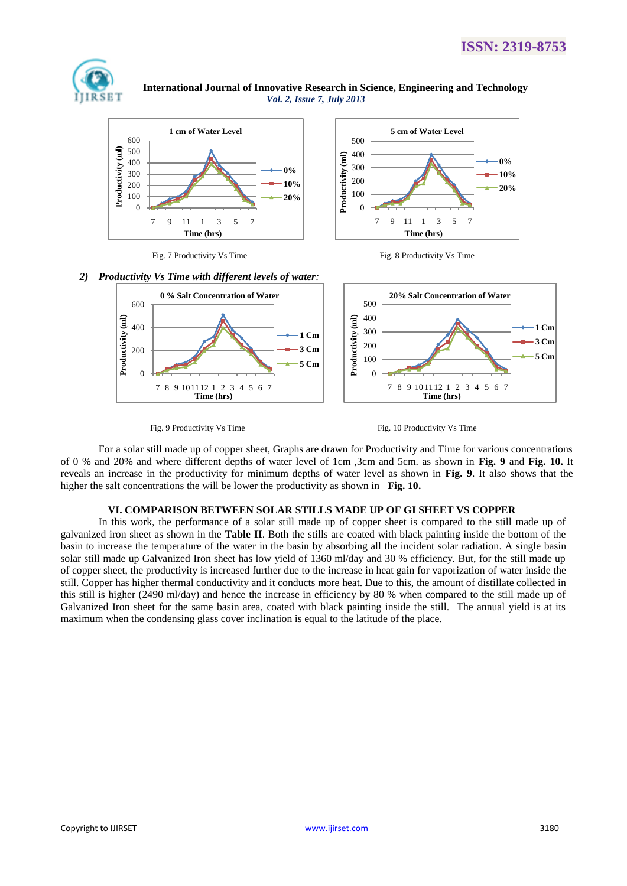Fig. 7 Productivity Vs Time

Fig. 8 Productivity Vs Time

*2) Productivity Vs Time with different levels of water:*

Fig. 9 Productivity Vs Time

Fig. 10 Productivity Vs Time

For a solar still made up of copper sheet, Graphs are drawn for Productivity and Time for various concentrations of 0 % and 20% and where different depths of water level of 1cm ,3cm and 5cm. as shown in **Fig. 9** and **Fig. 10.** It reveals an increase in the productivity for minimum depths of water level as shown in **Fig. 9**. It also shows that the higher the salt concentrations the will be lower the productivity as shown in **Fig. 10.**

## VI. COMPARISON BETWEEN SOLAR STILLS MADE UP OF GI SHEET VS COPPER

In this work, the performance of a solar still made up of copper sheet is compared to the still made up of galvanized iron sheet as shown in the **Table II**. Both the stills are coated with black painting inside the bottom of the basin to increase the temperature of the water in the basin by absorbing all the incident solar radiation. A single basin solar still made up Galvanized Iron sheet has low yield of 1360 ml/day and 30 % efficiency. But, for the still made up of copper sheet, the productivity is increased further due to the increase in heat gain for vaporization of water inside the still. Copper has higher thermal conductivity and it conducts more heat. Due to this, the amount of distillate collected in this still is higher (2490 ml/day) and hence the increase in efficiency by 80 % when compared to the still made up of Galvanized Iron sheet for the same basin area, coated with black painting inside the still. The annual yield is at its maximum when the condensing glass cover inclination is equal to the latitude of the place.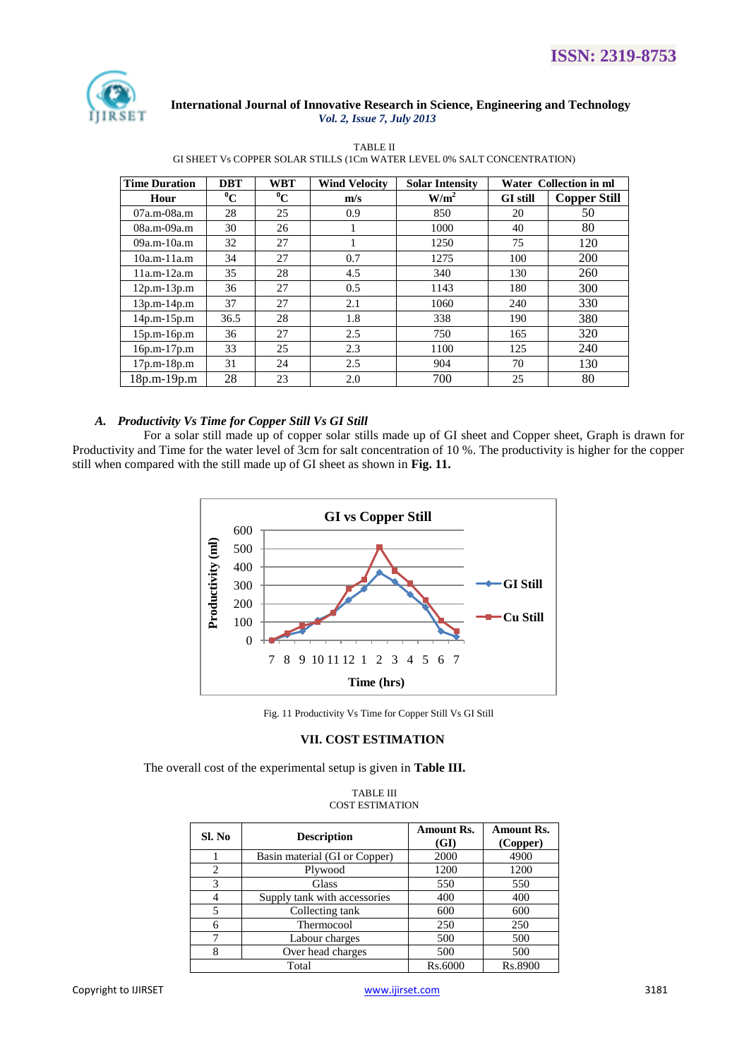TABLE II

GI SHEET Vs COPPER SOLAR STILLS (1Cm WATER LEVEL 0% SALT CONCENTRATION)

| Time Duration | DBT | WBT | Wind Velocity | Solar Intensity | Water Collection in ml | |
|---|---|---|---|---|---|---|
| Hour | $^0$C | $^0$C | m/s | W/m$^2$ | GI still | Copper Still |
| 07a.m-08a.m | 28 | 25 | 0.9 | 850 | 20 | 50 |
| 08a.m-09a.m | 30 | 26 | 1 | 1000 | 40 | 80 |
| 09a.m-10a.m | 32 | 27 | 1 | 1250 | 75 | 120 |
| 10a.m-11a.m | 34 | 27 | 0.7 | 1275 | 100 | 200 |
| 11a.m-12a.m | 35 | 28 | 4.5 | 340 | 130 | 260 |
| 12p.m-13p.m | 36 | 27 | 0.5 | 1143 | 180 | 300 |
| 13p.m-14p.m | 37 | 27 | 2.1 | 1060 | 240 | 330 |
| 14p.m-15p.m | 36.5 | 28 | 1.8 | 338 | 190 | 380 |
| 15p.m-16p.m | 36 | 27 | 2.5 | 750 | 165 | 320 |
| 16p.m-17p.m | 33 | 25 | 2.3 | 1100 | 125 | 240 |
| 17p.m-18p.m | 31 | 24 | 2.5 | 904 | 70 | 130 |
| 18p.m-19p.m | 28 | 23 | 2.0 | 700 | 25 | 80 |

### *A. Productivity Vs Time for Copper Still Vs GI Still*

For a solar still made up of copper solar stills made up of GI sheet and Copper sheet, Graph is drawn for Productivity and Time for the water level of 3cm for salt concentration of 10 %. The productivity is higher for the copper still when compared with the still made up of GI sheet as shown in **Fig. 11.**

Fig. 11 Productivity Vs Time for Copper Still Vs GI Still

## VII. COST ESTIMATION

The overall cost of the experimental setup is given in **Table III.**

TABLE III

COST ESTIMATION

| Sl. No | Description | Amount Rs. (GI) | Amount Rs. (Copper) |
|---|---|---|---|
| 1 | Basin material (GI or Copper) | 2000 | 4900 |
| 2 | Plywood | 1200 | 1200 |
| 3 | Glass | 550 | 550 |
| 4 | Supply tank with accessories | 400 | 400 |
| 5 | Collecting tank | 600 | 600 |
| 6 | Thermocool | 250 | 250 |
| 7 | Labour charges | 500 | 500 |
| 8 | Over head charges | 500 | 500 |
| | Total | Rs.6000 | Rs.8900 |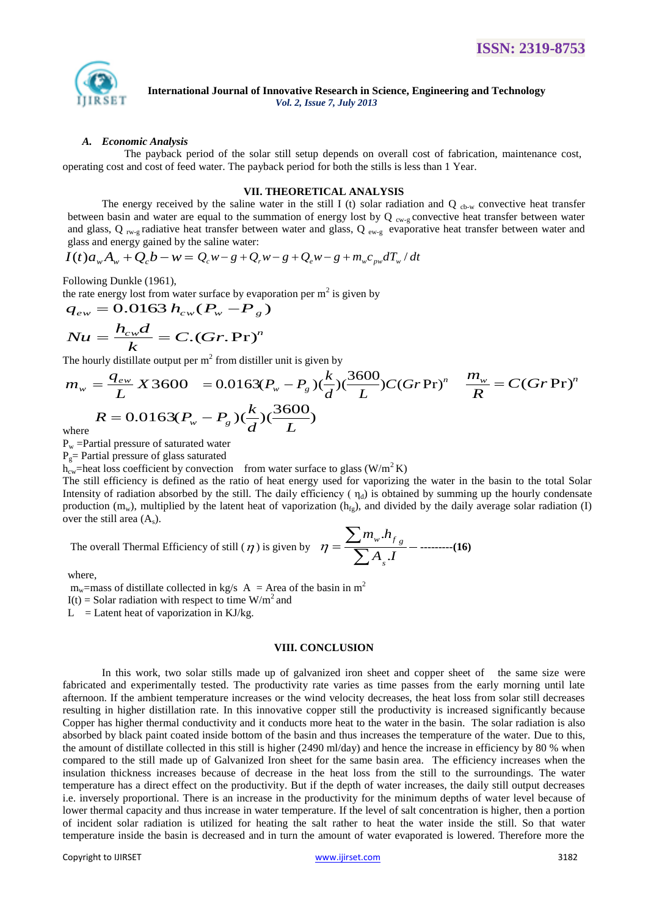### A. *Economic Analysis*

The payback period of the solar still setup depends on overall cost of fabrication, maintenance cost, operating cost and cost of feed water. The payback period for both the stills is less than 1 Year.

## VII. THEORETICAL ANALYSIS

The energy received by the saline water in the still I (t) solar radiation and Q $_{cb-w}$ convective heat transfer between basin and water are equal to the summation of energy lost by Q $_{cw-g}$ convective heat transfer between water and glass, Q $_{rw-g}$ radiative heat transfer between water and glass, Q $_{ew-g}$ evaporative heat transfer between water and glass and energy gained by the saline water:

$$I(t)a_w A_w + Q_c b - w = Q_c w - g + Q_r w - g + Q_e w - g + m_w c_{pw} dT_w / dt$$

Following Dunkle (1961),

the rate energy lost from water surface by evaporation per m$^2$ is given by

$$q_{ew} = 0.0163\, h_{cw}(P_w - P_g)$$

$$Nu = \frac{h_{cw} d}{k} = C.(Gr.\Pr)^n$$

The hourly distillate output per m$^2$ from distiller unit is given by

$$m_w = \frac{q_{ew}}{L} X3600 \quad = 0.0163(P_w - P_g)(\frac{k}{d})(\frac{3600}{L})C(Gr\Pr)^n \quad \frac{m_w}{R} = C(Gr\Pr)^n$$

$$R = 0.0163(P_w - P_g)(\frac{k}{d})(\frac{3600}{L})$$

where

$P_w$ =Partial pressure of saturated water

$P_g$= Partial pressure of glass saturated

$h_{cw}$=heat loss coefficient by convection from water surface to glass (W/m$^2$ K)

The still efficiency is defined as the ratio of heat energy used for vaporizing the water in the basin to the total Solar Intensity of radiation absorbed by the still. The daily efficiency ( $\eta_d$) is obtained by summing up the hourly condensate production ($m_w$), multiplied by the latent heat of vaporization ($h_{fg}$), and divided by the daily average solar radiation (I) over the still area ($A_s$).

The overall Thermal Efficiency of still ( $\eta$ ) is given by

$$\eta = \frac{\sum m_w . h_{fg}}{\sum A_s . I} \quad \text{-----------(16)}$$

where,

$m_w$=mass of distillate collected in kg/s A = Area of the basin in m$^2$

I(t) = Solar radiation with respect to time W/m$^2$ and

L = Latent heat of vaporization in KJ/kg.

## VIII. CONCLUSION

In this work, two solar stills made up of galvanized iron sheet and copper sheet of the same size were fabricated and experimentally tested. The productivity rate varies as time passes from the early morning until late afternoon. If the ambient temperature increases or the wind velocity decreases, the heat loss from solar still decreases resulting in higher distillation rate. In this innovative copper still the productivity is increased significantly because Copper has higher thermal conductivity and it conducts more heat to the water in the basin. The solar radiation is also absorbed by black paint coated inside bottom of the basin and thus increases the temperature of the water. Due to this, the amount of distillate collected in this still is higher (2490 ml/day) and hence the increase in efficiency by 80 % when compared to the still made up of Galvanized Iron sheet for the same basin area. The efficiency increases when the insulation thickness increases because of decrease in the heat loss from the still to the surroundings. The water temperature has a direct effect on the productivity. But if the depth of water increases, the daily still output decreases i.e. inversely proportional. There is an increase in the productivity for the minimum depths of water level because of lower thermal capacity and thus increase in water temperature. If the level of salt concentration is higher, then a portion of incident solar radiation is utilized for heating the salt rather to heat the water inside the still. So that water temperature inside the basin is decreased and in turn the amount of water evaporated is lowered. Therefore more the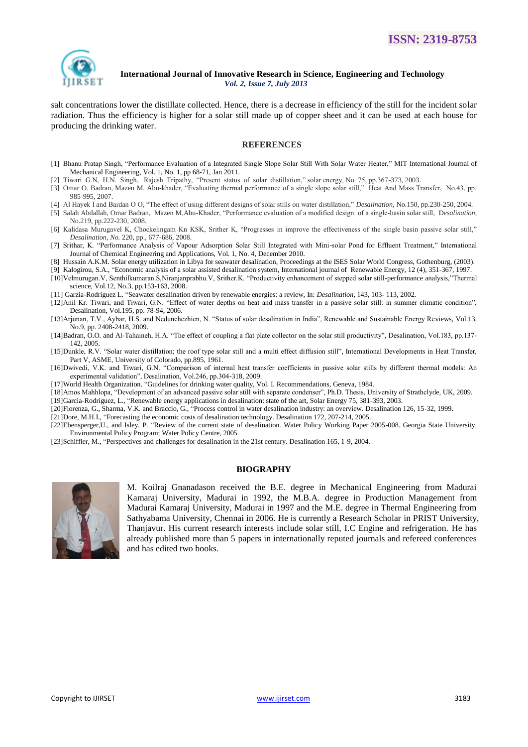salt concentrations lower the distillate collected. Hence, there is a decrease in efficiency of the still for the incident solar radiation. Thus the efficiency is higher for a solar still made up of copper sheet and it can be used at each house for producing the drinking water.

## REFERENCES

[1] Bhanu Pratap Singh, "Performance Evaluation of a Integrated Single Slope Solar Still With Solar Water Heater," MIT International Journal of Mechanical Engineering, Vol. 1, No. 1, pp 68-71, Jan 2011.

[2] Tiwari G.N, H.N. Singh, Rajesh Tripathy, "Present status of solar distillation," solar energy, No. 75, pp.367-373, 2003.

[3] Omar O. Badran, Mazen M. Abu-khader, "Evaluating thermal performance of a single slope solar still," Heat And Mass Transfer, No.43, pp. 985-995, 2007.

[4] Al Hayek I and Bardan O O, "The effect of using different designs of solar stills on water distillation," *Desalination*, No.150, pp.230-250, 2004.

[5] Salah Abdallah, Omar Badran, Mazen M,Abu-Khader, "Performance evaluation of a modified design of a single-basin solar still, *Desalination*, No.219, pp.222-230, 2008.

[6] Kalidasa Murugavel K, Chockelingam Kn KSK, Srither K, "Progresses in improve the effectiveness of the single basin passive solar still," *Desalination, No.* 220, pp., 677-686, 2008.

[7] Srithar, K. "Performance Analysis of Vapour Adsorption Solar Still Integrated with Mini-solar Pond for Effluent Treatment," International Journal of Chemical Engineering and Applications, Vol. 1, No. 4, December 2010.

[8] Hussain A.K.M. Solar energy utilization in Libya for seawater desalination, Proceedings at the ISES Solar World Congress, Gothenburg, (2003).

[9] Kalogirou, S.A., "Economic analysis of a solar assisted desalination system, International journal of Renewable Energy, 12 (4), 351-367, 1997.

[10]Velmurugan.V, Senthilkumaran.S,Niranjanprabhu.V, Srither.K. "Productivity enhancement of stepped solar still-performance analysis,"Thermal science, Vol.12, No.3, pp.153-163, 2008.

[11] Garzia-Rodriguez L. "Seawater desalination driven by renewable energies: a review, In: *Desalination*, 143, 103- 113, 2002.

[12]Anil Kr. Tiwari, and Tiwari, G.N. "Effect of water depths on heat and mass transfer in a passive solar still: in summer climatic condition", Desalination, Vol.195, pp. 78-94, 2006.

[13]Arjunan, T.V., Aybar, H.S. and Nedunchezhien, N. "Status of solar desalination in India", Renewable and Sustainable Energy Reviews, Vol.13, No.9, pp. 2408-2418, 2009.

[14]Badran, O.O. and Al-Tahaineh, H.A. "The effect of coupling a flat plate collector on the solar still productivity", Desalination, Vol.183, pp.137-142, 2005.

[15]Dunkle, R.V. "Solar water distillation; the roof type solar still and a multi effect diffusion still", International Developments in Heat Transfer, Part V, ASME, University of Colorado, pp.895, 1961.

[16]Dwivedi, V.K. and Tiwari, G.N. "Comparison of internal heat transfer coefficients in passive solar stills by different thermal models: An experimental validation", Desalination, Vol.246, pp.304-318, 2009.

[17]World Health Organization. "Guidelines for drinking water quality, Vol. I. Recommendations, Geneva, 1984.

[18]Amos Mahhlopa, "Development of an advanced passive solar still with separate condenser", Ph.D. Thesis, University of Strathclyde, UK, 2009.

[19]Garcia-Rodriguez, L., "Renewable energy applications in desalination: state of the art, Solar Energy 75, 381-393, 2003.

[20]Fiorenza, G., Sharma, V.K. and Braccio, G., "Process control in water desalination industry: an overview. Desalination 126, 15-32, 1999.

[21]Dore, M.H.I., "Forecasting the economic costs of desalination technology. Desalination 172, 207-214, 2005.

[22]Ebensperger,U., and Isley, P. "Review of the current state of desalination. Water Policy Working Paper 2005-008. Georgia State University. Environmental Policy Program; Water Policy Centre, 2005.

[23]Schiffler, M., "Perspectives and challenges for desalination in the 21st century. Desalination 165, 1-9, 2004.

## BIOGRAPHY

M. Koilraj Gnanadason received the B.E. degree in Mechanical Engineering from Madurai Kamaraj University, Madurai in 1992, the M.B.A. degree in Production Management from Madurai Kamaraj University, Madurai in 1997 and the M.E. degree in Thermal Engineering from Sathyabama University, Chennai in 2006. He is currently a Research Scholar in PRIST University, Thanjavur. His current research interests include solar still, I.C Engine and refrigeration. He has already published more than 5 papers in internationally reputed journals and refereed conferences and has edited two books.